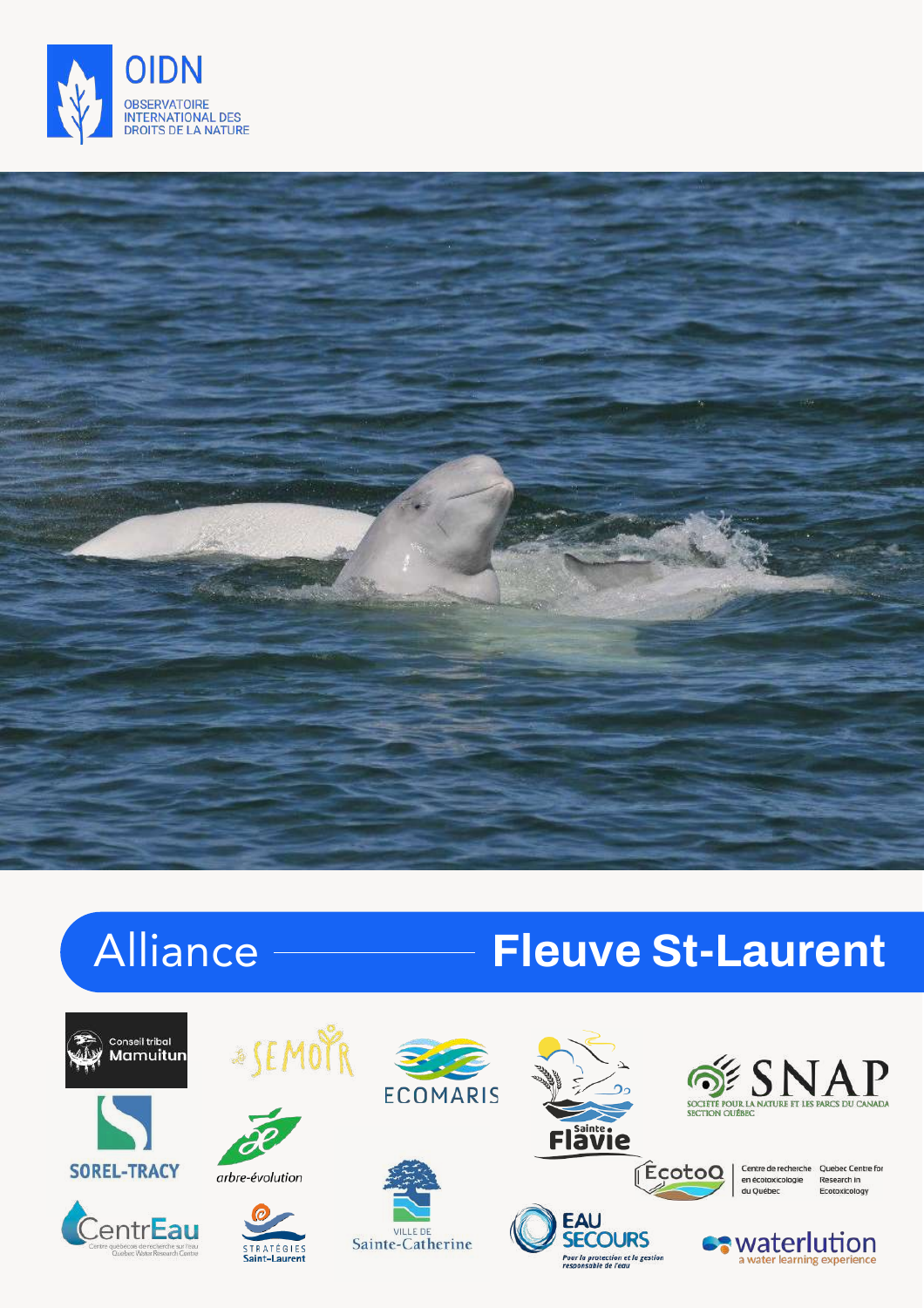OIDN

OBSERVATOIRE INTERNATIONAL DES DROITS DE LA NATURE

# Alliance Fleuve St-Laurent

Conseil tribal Mamuitun

SEMOIR

ECOMARIS

Sainte Flavie

SNAP

SOCIÉTÉ POUR LA NATURE ET LES PARCS DU CANADA SECTION QUÉBEC

SOREL-TRACY

arbre-évolution

VILLE DE Sainte-Catherine

EcotoQ

Centre de recherche en écotoxicologie du Québec

Quebec Centre for Research in Ecotoxicology

CentrEau

Centre québécois de recherche sur l'eau

Quebec Water Research Centre

STRATÉGIES Saint-Laurent

EAU SECOURS

Pour la protection et la gestion responsable de l'eau

waterlution

a water learning experience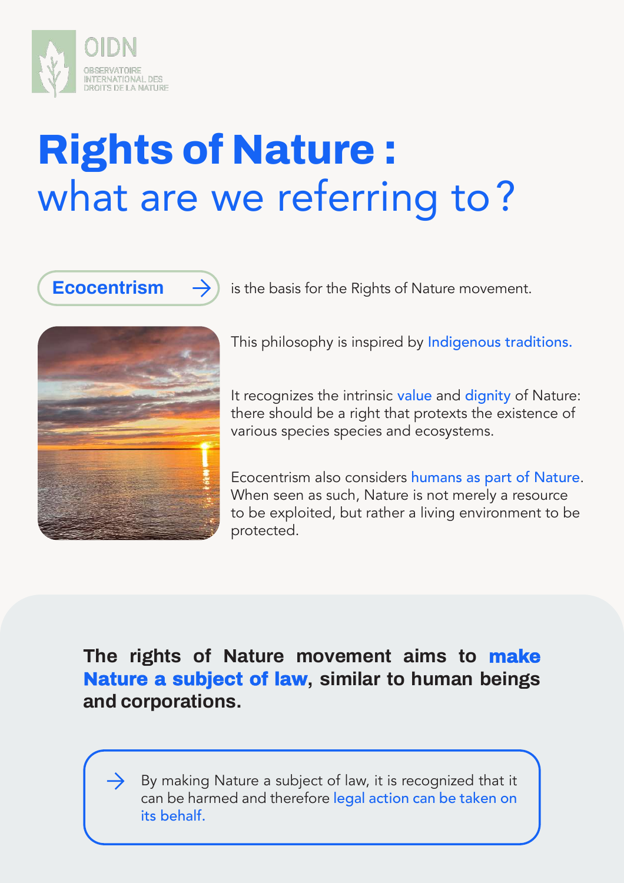OIDN

OBSERVATOIRE INTERNATIONAL DES DROITS DE LA NATURE

# Rights of Nature : what are we referring to ?

**Ecocentrism** → is the basis for the Rights of Nature movement.

This philosophy is inspired by Indigenous traditions.

It recognizes the intrinsic value and dignity of Nature: there should be a right that protexts the existence of various species species and ecosystems.

Ecocentrism also considers humans as part of Nature. When seen as such, Nature is not merely a resource to be exploited, but rather a living environment to be protected.

**The rights of Nature movement aims to make Nature a subject of law, similar to human beings and corporations.**

→ By making Nature a subject of law, it is recognized that it can be harmed and therefore legal action can be taken on its behalf.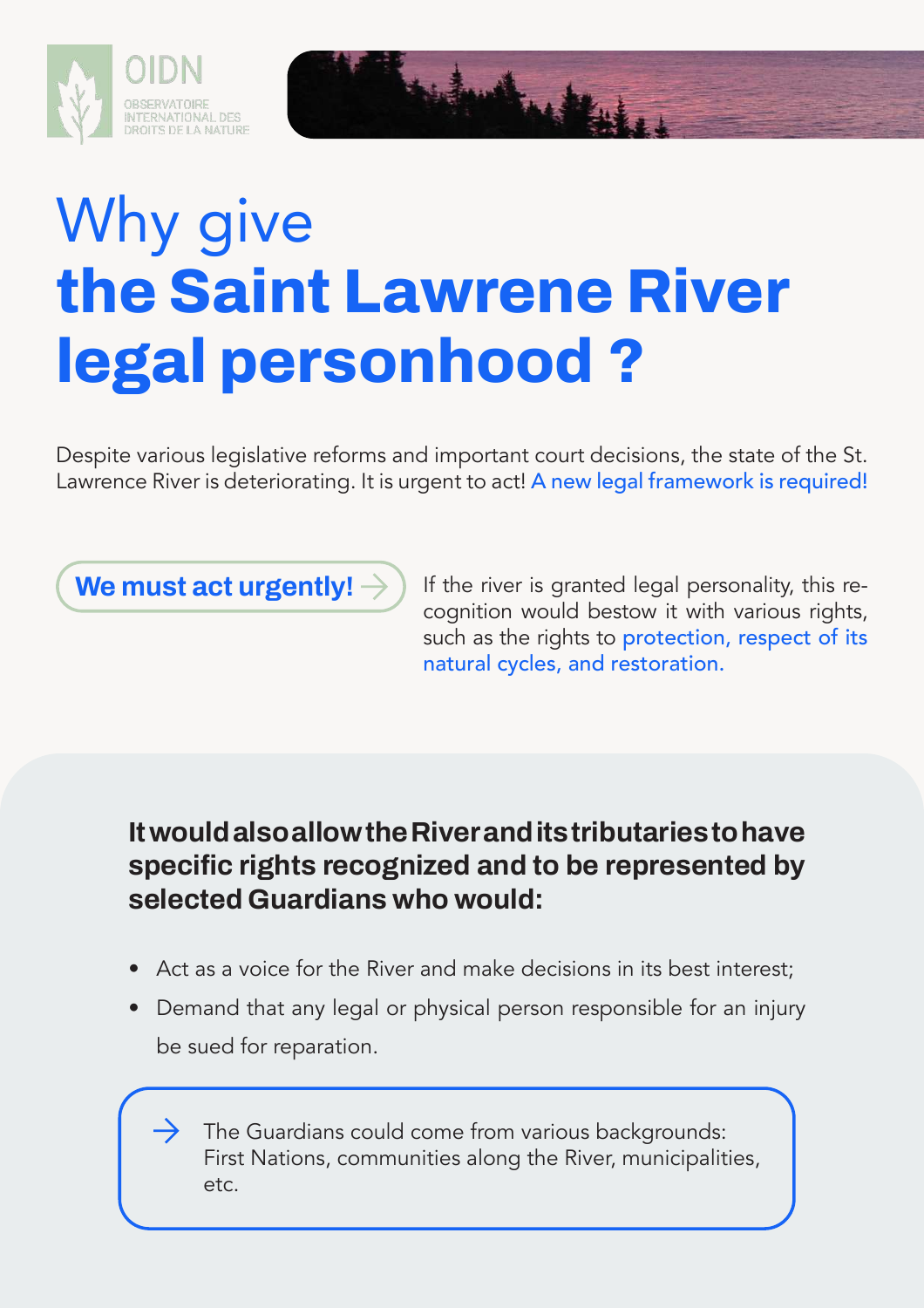OIDN

OBSERVATOIRE INTERNATIONAL DES DROITS DE LA NATURE

# Why give **the Saint Lawrene River legal personhood ?**

Despite various legislative reforms and important court decisions, the state of the St. Lawrence River is deteriorating. It is urgent to act! A new legal framework is required!

**We must act urgently!** →

If the river is granted legal personality, this recognition would bestow it with various rights, such as the rights to protection, respect of its natural cycles, and restoration.

**It would also allow the River and its tributaries to have specific rights recognized and to be represented by selected Guardians who would:**

- Act as a voice for the River and make decisions in its best interest;
- Demand that any legal or physical person responsible for an injury be sued for reparation.

→ The Guardians could come from various backgrounds: First Nations, communities along the River, municipalities, etc.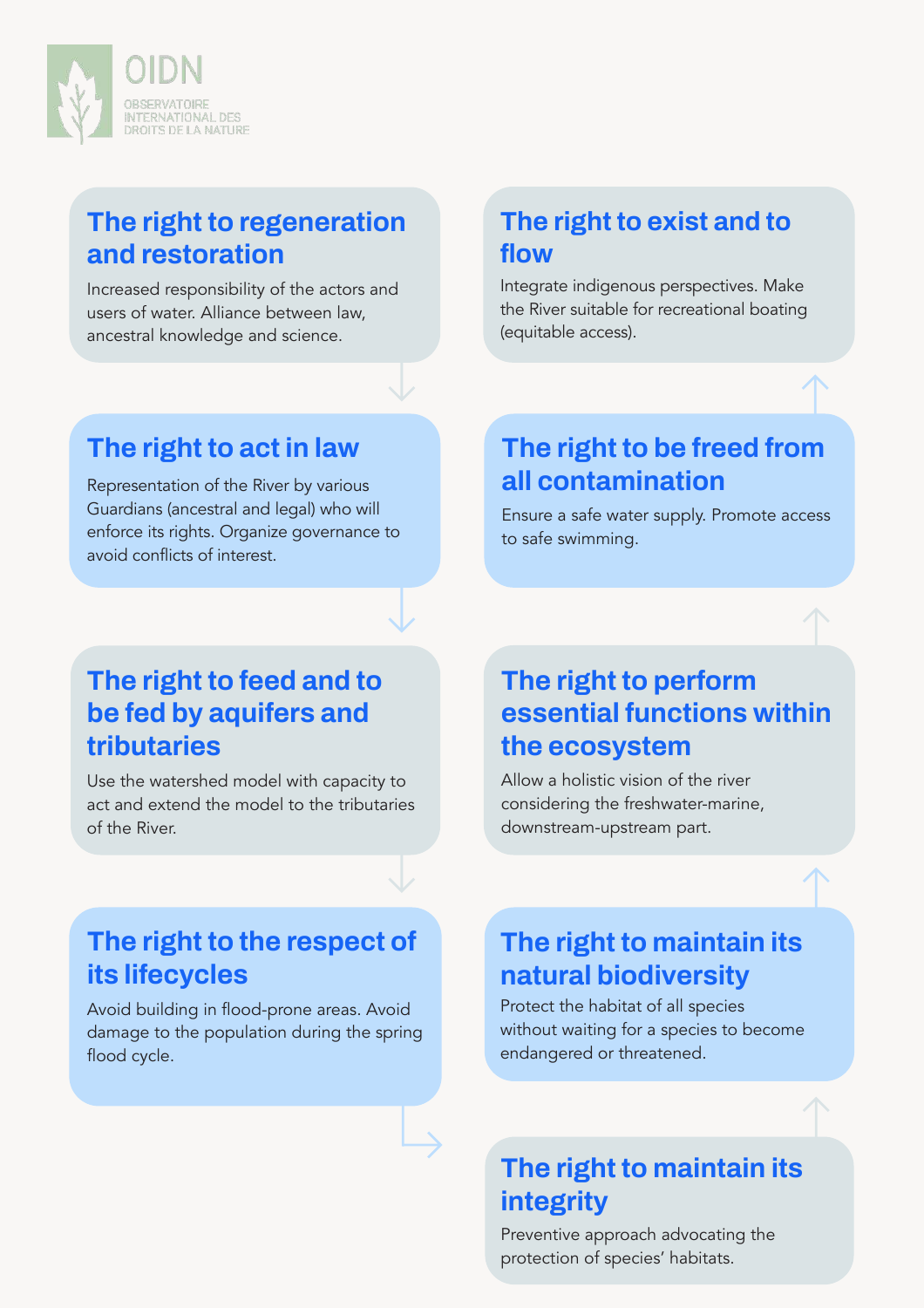OIDN

OBSERVATOIRE INTERNATIONAL DES DROITS DE LA NATURE

## The right to regeneration and restoration

Increased responsibility of the actors and users of water. Alliance between law, ancestral knowledge and science.

## The right to act in law

Representation of the River by various Guardians (ancestral and legal) who will enforce its rights. Organize governance to avoid conflicts of interest.

## The right to feed and to be fed by aquifers and tributaries

Use the watershed model with capacity to act and extend the model to the tributaries of the River.

## The right to the respect of its lifecycles

Avoid building in flood-prone areas. Avoid damage to the population during the spring flood cycle.

## The right to maintain its integrity

Preventive approach advocating the protection of species' habitats.

## The right to maintain its natural biodiversity

Protect the habitat of all species without waiting for a species to become endangered or threatened.

## The right to perform essential functions within the ecosystem

Allow a holistic vision of the river considering the freshwater-marine, downstream-upstream part.

## The right to be freed from all contamination

Ensure a safe water supply. Promote access to safe swimming.

## The right to exist and to flow

Integrate indigenous perspectives. Make the River suitable for recreational boating (equitable access).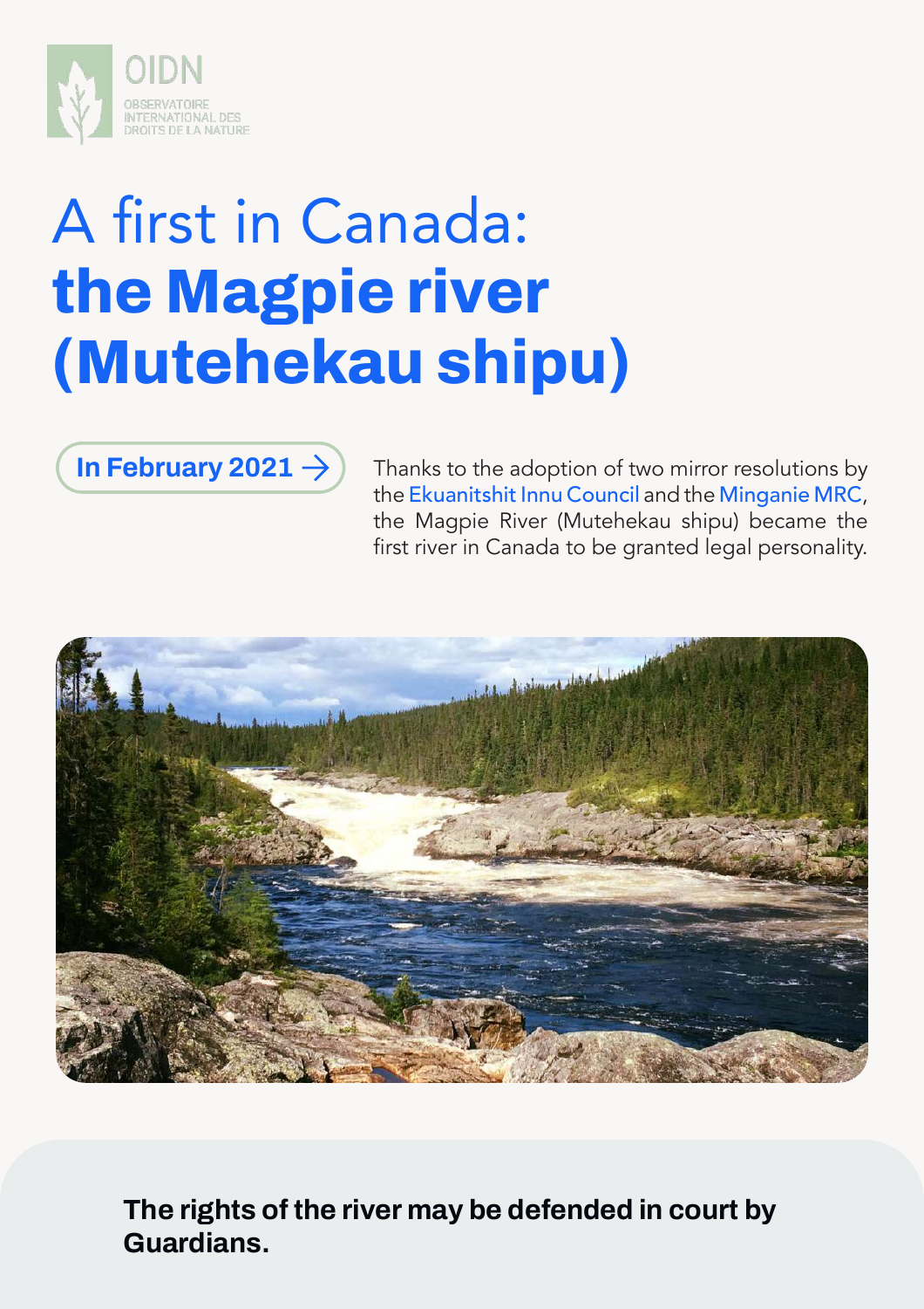OIDN

OBSERVATOIRE INTERNATIONAL DES DROITS DE LA NATURE

# A first in Canada: **the Magpie river (Mutehekau shipu)**

**In February 2021 →**

Thanks to the adoption of two mirror resolutions by the Ekuanitshit Innu Council and the Minganie MRC, the Magpie River (Mutehekau shipu) became the first river in Canada to be granted legal personality.

**The rights of the river may be defended in court by Guardians.**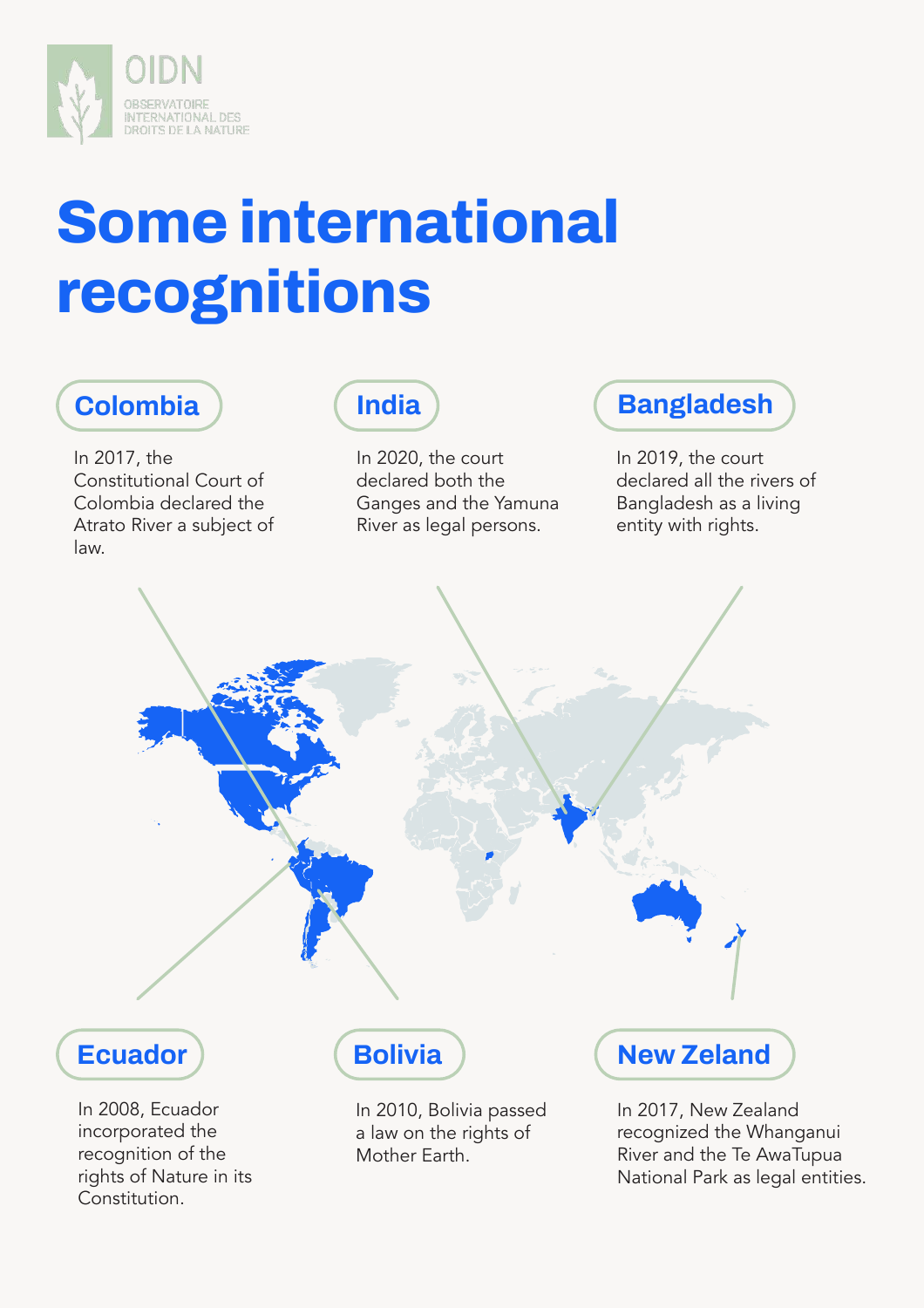# Some international recognitions

## Colombia

In 2017, the Constitutional Court of Colombia declared the Atrato River a subject of law.

## India

In 2020, the court declared both the Ganges and the Yamuna River as legal persons.

## Bangladesh

In 2019, the court declared all the rivers of Bangladesh as a living entity with rights.

## Ecuador

In 2008, Ecuador incorporated the recognition of the rights of Nature in its Constitution.

## Bolivia

In 2010, Bolivia passed a law on the rights of Mother Earth.

## New Zeland

In 2017, New Zealand recognized the Whanganui River and the Te AwaTupua National Park as legal entities.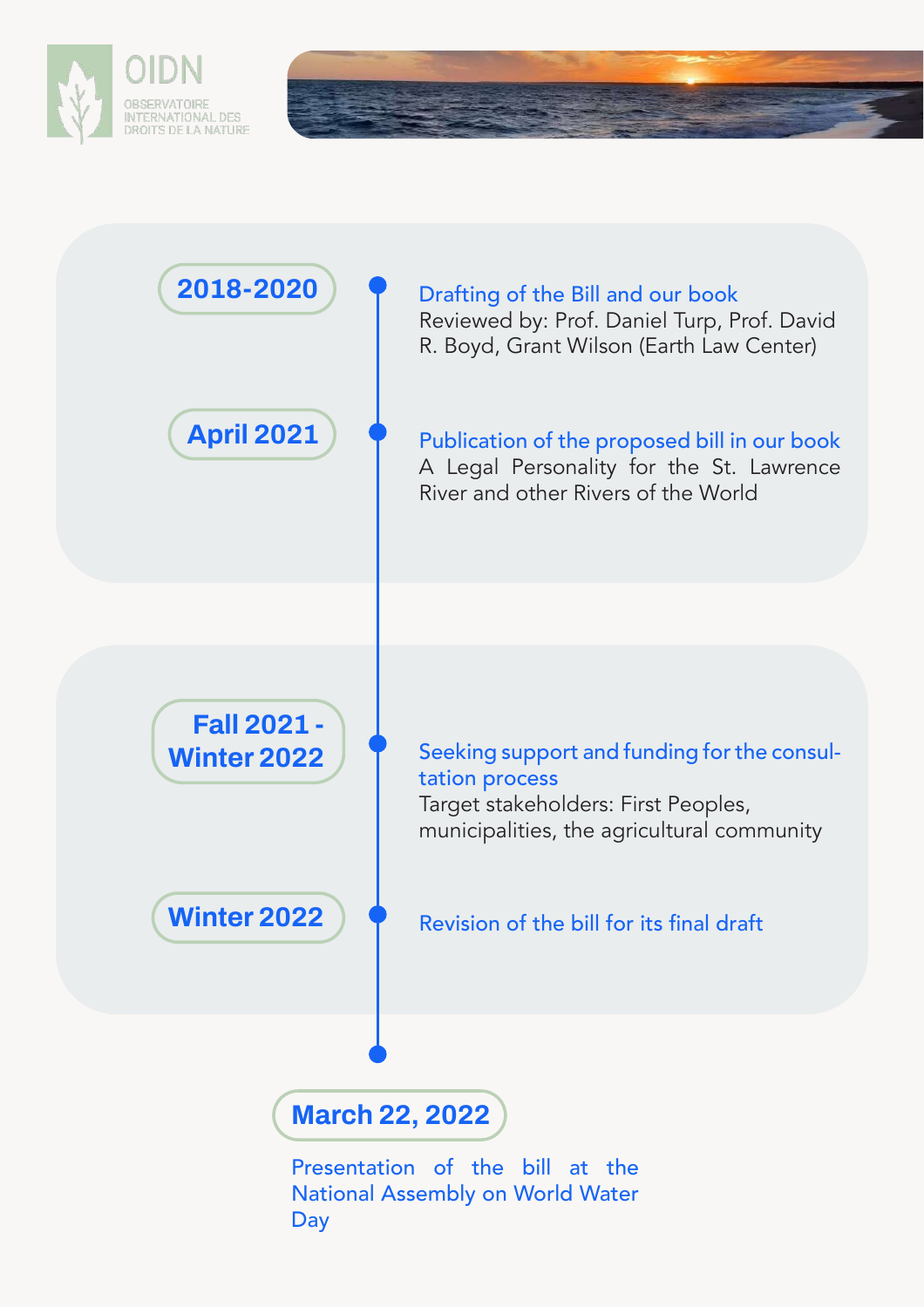OIDN

OBSERVATOIRE INTERNATIONAL DES DROITS DE LA NATURE

**2018-2020**

Drafting of the Bill and our book

Reviewed by: Prof. Daniel Turp, Prof. David R. Boyd, Grant Wilson (Earth Law Center)

**April 2021**

Publication of the proposed bill in our book

A Legal Personality for the St. Lawrence River and other Rivers of the World

**Fall 2021 - Winter 2022**

Seeking support and funding for the consultation process

Target stakeholders: First Peoples, municipalities, the agricultural community

**Winter 2022**

Revision of the bill for its final draft

**March 22, 2022**

Presentation of the bill at the National Assembly on World Water Day